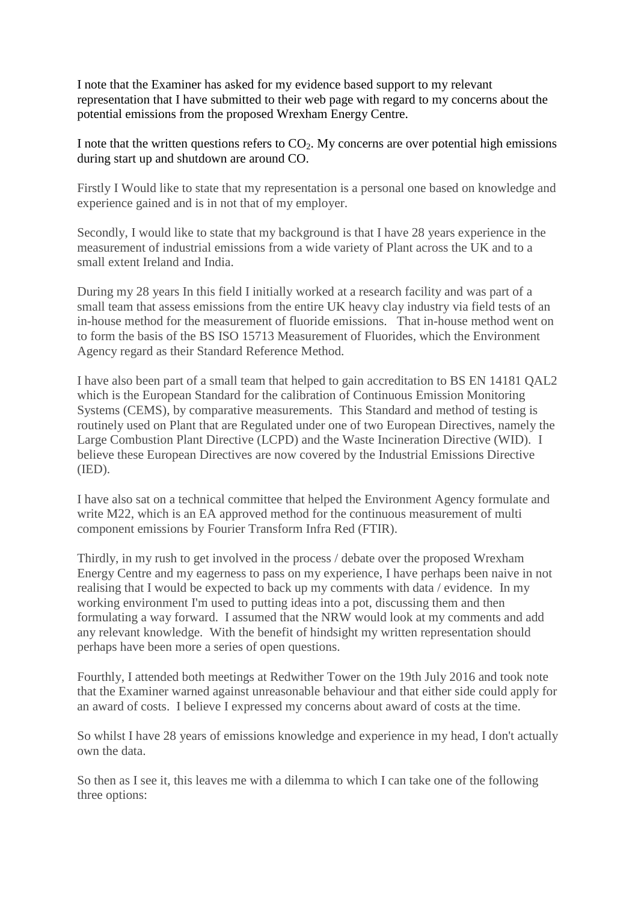I note that the Examiner has asked for my evidence based support to my relevant representation that I have submitted to their web page with regard to my concerns about the potential emissions from the proposed Wrexham Energy Centre.

I note that the written questions refers to $CO_2$. My concerns are over potential high emissions during start up and shutdown are around CO.

Firstly I Would like to state that my representation is a personal one based on knowledge and experience gained and is in not that of my employer.

Secondly, I would like to state that my background is that I have 28 years experience in the measurement of industrial emissions from a wide variety of Plant across the UK and to a small extent Ireland and India.

During my 28 years In this field I initially worked at a research facility and was part of a small team that assess emissions from the entire UK heavy clay industry via field tests of an in-house method for the measurement of fluoride emissions. That in-house method went on to form the basis of the BS ISO 15713 Measurement of Fluorides, which the Environment Agency regard as their Standard Reference Method.

I have also been part of a small team that helped to gain accreditation to BS EN 14181 QAL2 which is the European Standard for the calibration of Continuous Emission Monitoring Systems (CEMS), by comparative measurements. This Standard and method of testing is routinely used on Plant that are Regulated under one of two European Directives, namely the Large Combustion Plant Directive (LCPD) and the Waste Incineration Directive (WID). I believe these European Directives are now covered by the Industrial Emissions Directive (IED).

I have also sat on a technical committee that helped the Environment Agency formulate and write M22, which is an EA approved method for the continuous measurement of multi component emissions by Fourier Transform Infra Red (FTIR).

Thirdly, in my rush to get involved in the process / debate over the proposed Wrexham Energy Centre and my eagerness to pass on my experience, I have perhaps been naive in not realising that I would be expected to back up my comments with data / evidence. In my working environment I'm used to putting ideas into a pot, discussing them and then formulating a way forward. I assumed that the NRW would look at my comments and add any relevant knowledge. With the benefit of hindsight my written representation should perhaps have been more a series of open questions.

Fourthly, I attended both meetings at Redwither Tower on the 19th July 2016 and took note that the Examiner warned against unreasonable behaviour and that either side could apply for an award of costs. I believe I expressed my concerns about award of costs at the time.

So whilst I have 28 years of emissions knowledge and experience in my head, I don't actually own the data.

So then as I see it, this leaves me with a dilemma to which I can take one of the following three options: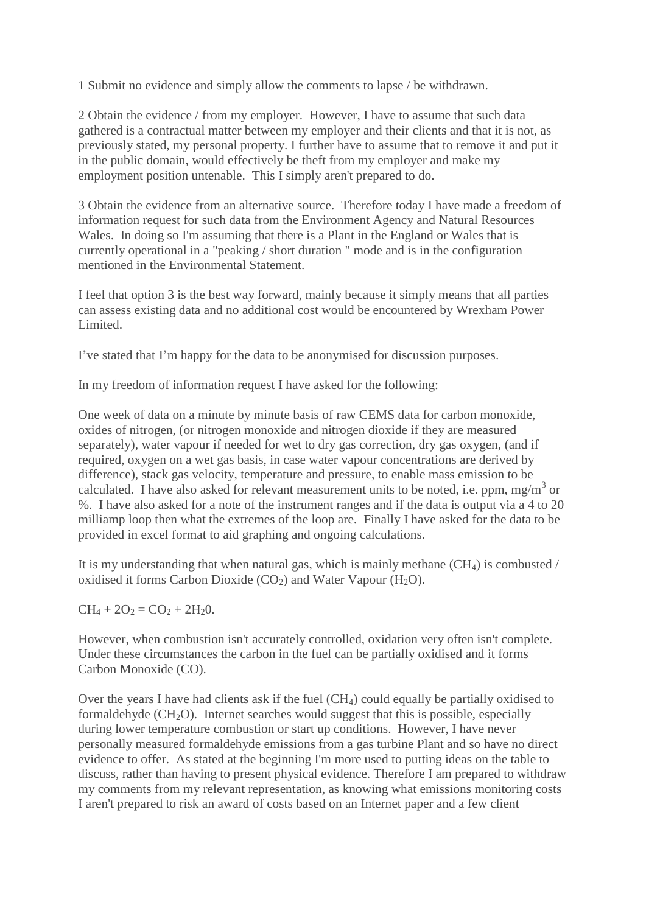1 Submit no evidence and simply allow the comments to lapse / be withdrawn.

2 Obtain the evidence / from my employer. However, I have to assume that such data gathered is a contractual matter between my employer and their clients and that it is not, as previously stated, my personal property. I further have to assume that to remove it and put it in the public domain, would effectively be theft from my employer and make my employment position untenable. This I simply aren't prepared to do.

3 Obtain the evidence from an alternative source. Therefore today I have made a freedom of information request for such data from the Environment Agency and Natural Resources Wales. In doing so I'm assuming that there is a Plant in the England or Wales that is currently operational in a "peaking / short duration " mode and is in the configuration mentioned in the Environmental Statement.

I feel that option 3 is the best way forward, mainly because it simply means that all parties can assess existing data and no additional cost would be encountered by Wrexham Power Limited.

I've stated that I'm happy for the data to be anonymised for discussion purposes.

In my freedom of information request I have asked for the following:

One week of data on a minute by minute basis of raw CEMS data for carbon monoxide, oxides of nitrogen, (or nitrogen monoxide and nitrogen dioxide if they are measured separately), water vapour if needed for wet to dry gas correction, dry gas oxygen, (and if required, oxygen on a wet gas basis, in case water vapour concentrations are derived by difference), stack gas velocity, temperature and pressure, to enable mass emission to be calculated. I have also asked for relevant measurement units to be noted, i.e. ppm, mg/m$^3$ or %. I have also asked for a note of the instrument ranges and if the data is output via a 4 to 20 milliamp loop then what the extremes of the loop are. Finally I have asked for the data to be provided in excel format to aid graphing and ongoing calculations.

It is my understanding that when natural gas, which is mainly methane ($CH_4$) is combusted / oxidised it forms Carbon Dioxide ($CO_2$) and Water Vapour ($H_2O$).

$CH_4 + 2O_2 = CO_2 + 2H_20$.

However, when combustion isn't accurately controlled, oxidation very often isn't complete. Under these circumstances the carbon in the fuel can be partially oxidised and it forms Carbon Monoxide (CO).

Over the years I have had clients ask if the fuel ($CH_4$) could equally be partially oxidised to formaldehyde ($CH_2O$). Internet searches would suggest that this is possible, especially during lower temperature combustion or start up conditions. However, I have never personally measured formaldehyde emissions from a gas turbine Plant and so have no direct evidence to offer. As stated at the beginning I'm more used to putting ideas on the table to discuss, rather than having to present physical evidence. Therefore I am prepared to withdraw my comments from my relevant representation, as knowing what emissions monitoring costs I aren't prepared to risk an award of costs based on an Internet paper and a few client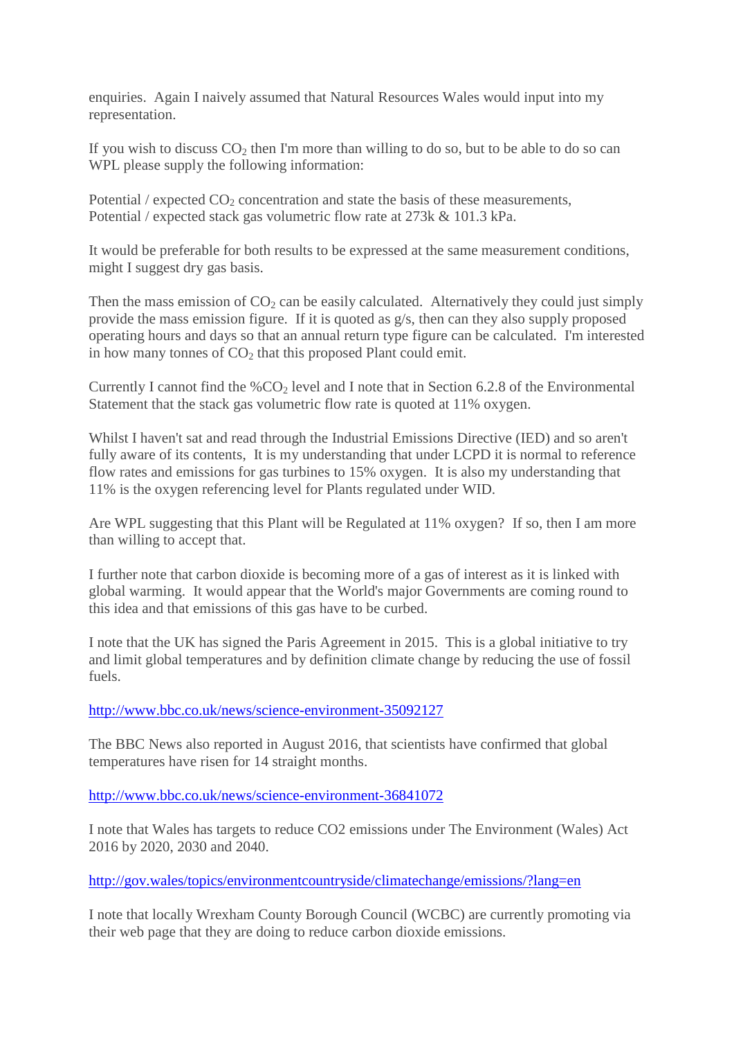enquiries. Again I naively assumed that Natural Resources Wales would input into my representation.

If you wish to discuss $CO_2$ then I'm more than willing to do so, but to be able to do so can WPL please supply the following information:

Potential / expected $CO_2$ concentration and state the basis of these measurements,
Potential / expected stack gas volumetric flow rate at 273k & 101.3 kPa.

It would be preferable for both results to be expressed at the same measurement conditions, might I suggest dry gas basis.

Then the mass emission of $CO_2$ can be easily calculated. Alternatively they could just simply provide the mass emission figure. If it is quoted as g/s, then can they also supply proposed operating hours and days so that an annual return type figure can be calculated. I'm interested in how many tonnes of $CO_2$ that this proposed Plant could emit.

Currently I cannot find the %$CO_2$ level and I note that in Section 6.2.8 of the Environmental Statement that the stack gas volumetric flow rate is quoted at 11% oxygen.

Whilst I haven't sat and read through the Industrial Emissions Directive (IED) and so aren't fully aware of its contents, It is my understanding that under LCPD it is normal to reference flow rates and emissions for gas turbines to 15% oxygen. It is also my understanding that 11% is the oxygen referencing level for Plants regulated under WID.

Are WPL suggesting that this Plant will be Regulated at 11% oxygen? If so, then I am more than willing to accept that.

I further note that carbon dioxide is becoming more of a gas of interest as it is linked with global warming. It would appear that the World's major Governments are coming round to this idea and that emissions of this gas have to be curbed.

I note that the UK has signed the Paris Agreement in 2015. This is a global initiative to try and limit global temperatures and by definition climate change by reducing the use of fossil fuels.

http://www.bbc.co.uk/news/science-environment-35092127

The BBC News also reported in August 2016, that scientists have confirmed that global temperatures have risen for 14 straight months.

http://www.bbc.co.uk/news/science-environment-36841072

I note that Wales has targets to reduce CO2 emissions under The Environment (Wales) Act 2016 by 2020, 2030 and 2040.

http://gov.wales/topics/environmentcountryside/climatechange/emissions/?lang=en

I note that locally Wrexham County Borough Council (WCBC) are currently promoting via their web page that they are doing to reduce carbon dioxide emissions.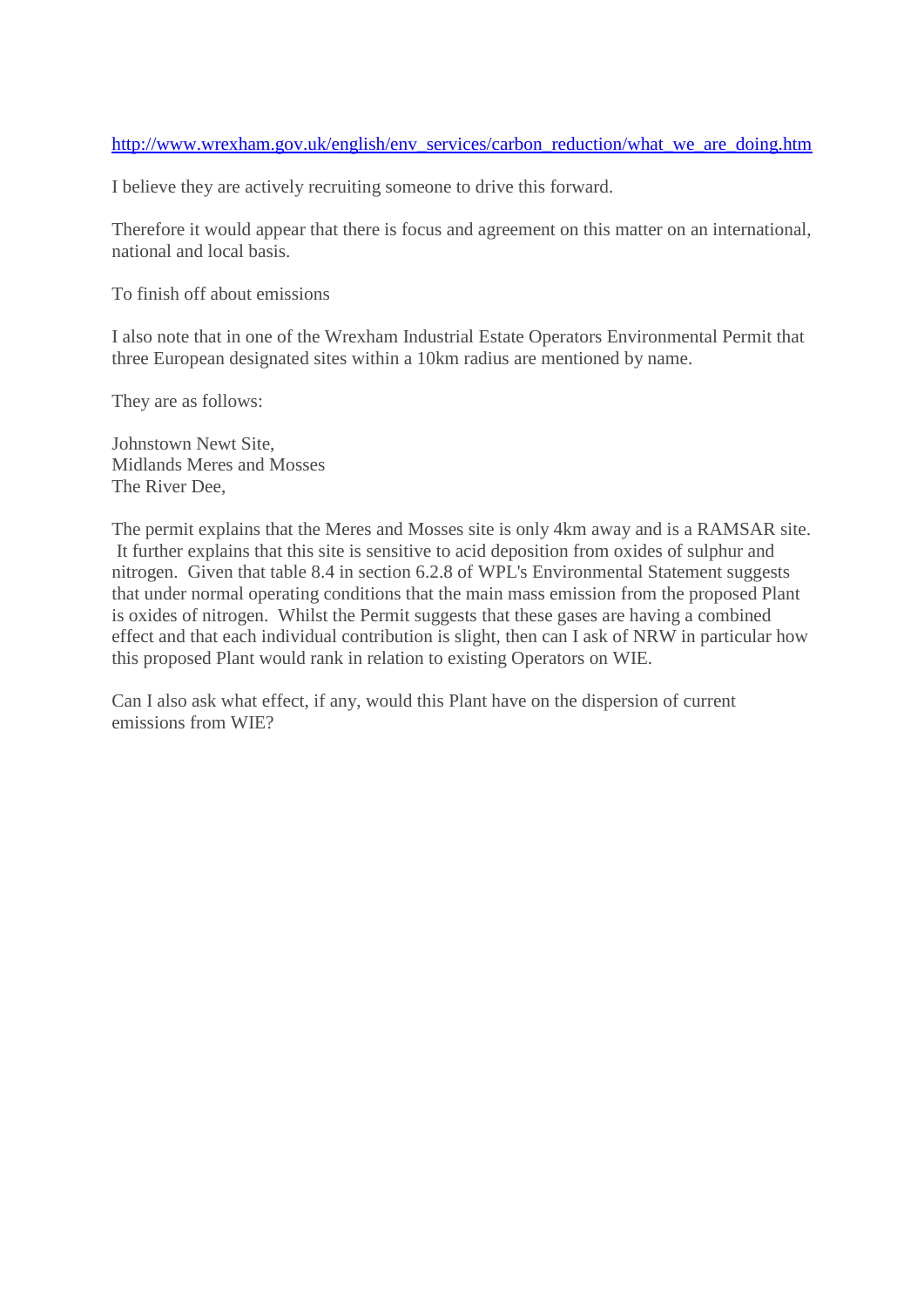http://www.wrexham.gov.uk/english/env_services/carbon_reduction/what_we_are_doing.htm

I believe they are actively recruiting someone to drive this forward.

Therefore it would appear that there is focus and agreement on this matter on an international, national and local basis.

To finish off about emissions

I also note that in one of the Wrexham Industrial Estate Operators Environmental Permit that three European designated sites within a 10km radius are mentioned by name.

They are as follows:

Johnstown Newt Site,
Midlands Meres and Mosses
The River Dee,

The permit explains that the Meres and Mosses site is only 4km away and is a RAMSAR site. It further explains that this site is sensitive to acid deposition from oxides of sulphur and nitrogen. Given that table 8.4 in section 6.2.8 of WPL's Environmental Statement suggests that under normal operating conditions that the main mass emission from the proposed Plant is oxides of nitrogen. Whilst the Permit suggests that these gases are having a combined effect and that each individual contribution is slight, then can I ask of NRW in particular how this proposed Plant would rank in relation to existing Operators on WIE.

Can I also ask what effect, if any, would this Plant have on the dispersion of current emissions from WIE?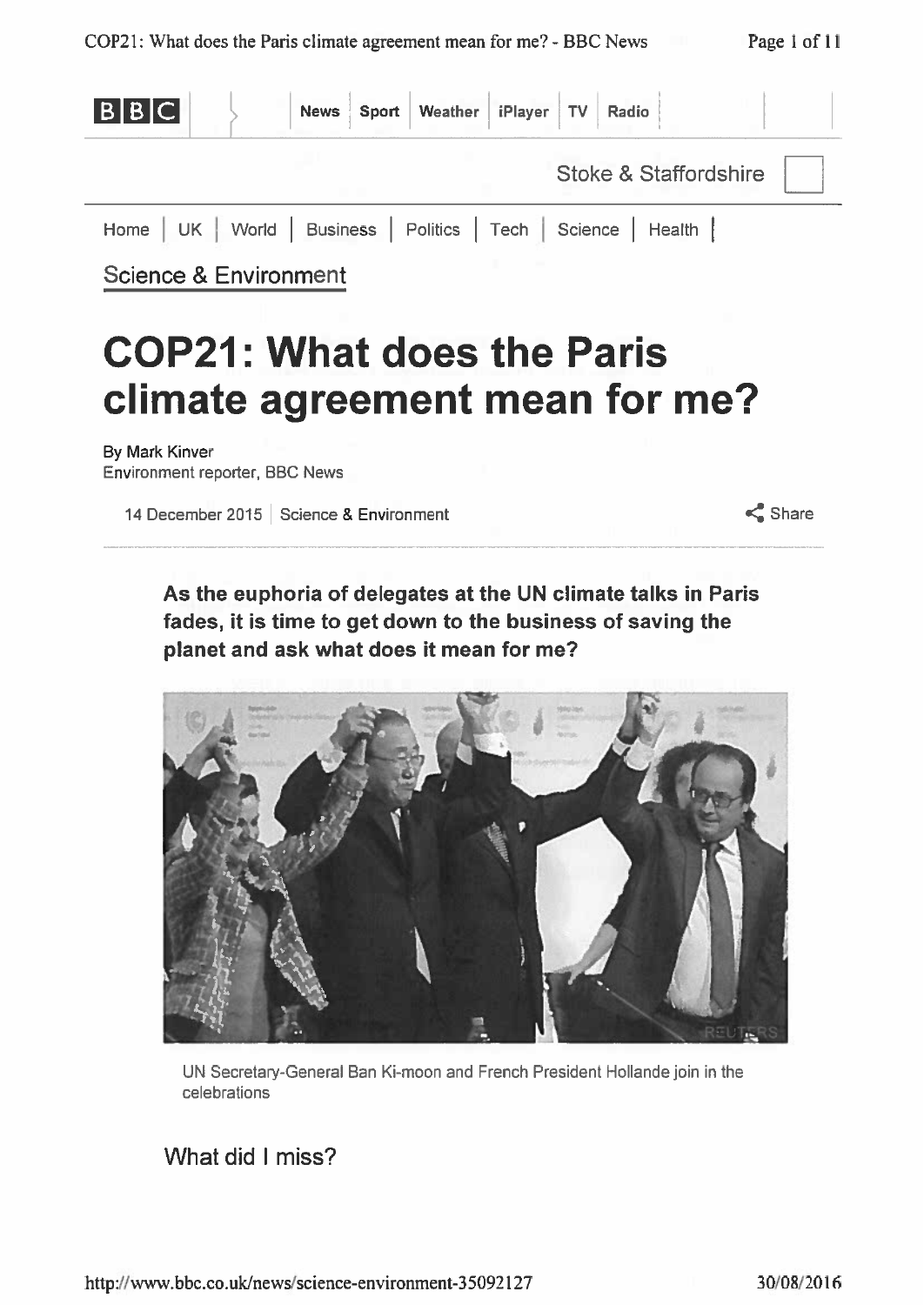Science & Environment

# COP21: What does the Paris climate agreement mean for me?

By Mark Kinver
Environment reporter, BBC News

14 December 2015 | Science & Environment

**As the euphoria of delegates at the UN climate talks in Paris fades, it is time to get down to the business of saving the planet and ask what does it mean for me?**

UN Secretary-General Ban Ki-moon and French President Hollande join in the celebrations

## What did I miss?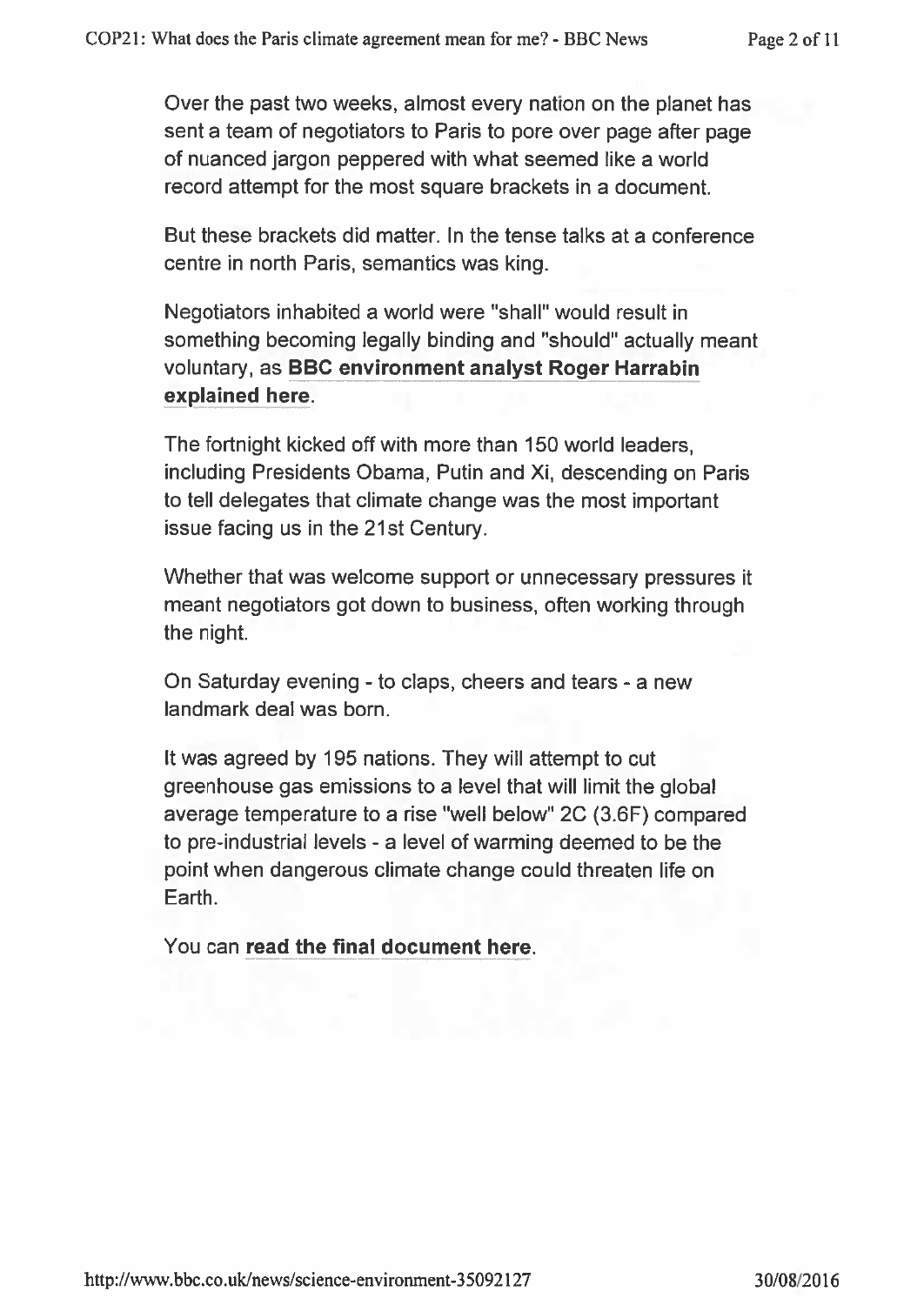Over the past two weeks, almost every nation on the planet has sent a team of negotiators to Paris to pore over page after page of nuanced jargon peppered with what seemed like a world record attempt for the most square brackets in a document.

But these brackets did matter. In the tense talks at a conference centre in north Paris, semantics was king.

Negotiators inhabited a world were "shall" would result in something becoming legally binding and "should" actually meant voluntary, as **BBC environment analyst Roger Harrabin explained here**.

The fortnight kicked off with more than 150 world leaders, including Presidents Obama, Putin and Xi, descending on Paris to tell delegates that climate change was the most important issue facing us in the 21st Century.

Whether that was welcome support or unnecessary pressures it meant negotiators got down to business, often working through the night.

On Saturday evening - to claps, cheers and tears - a new landmark deal was born.

It was agreed by 195 nations. They will attempt to cut greenhouse gas emissions to a level that will limit the global average temperature to a rise "well below" 2C (3.6F) compared to pre-industrial levels - a level of warming deemed to be the point when dangerous climate change could threaten life on Earth.

You can **read the final document here**.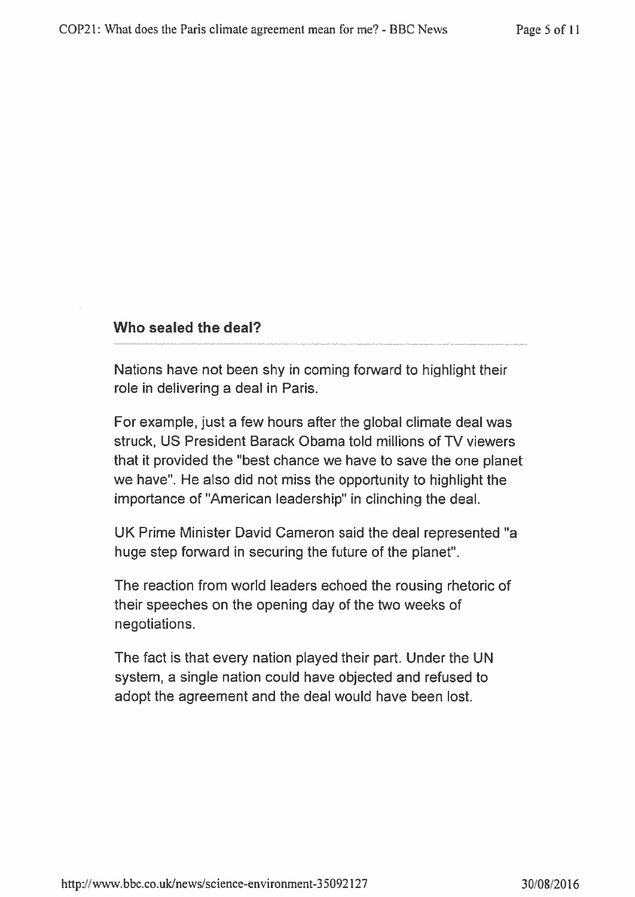### Who sealed the deal?

Nations have not been shy in coming forward to highlight their role in delivering a deal in Paris.

For example, just a few hours after the global climate deal was struck, US President Barack Obama told millions of TV viewers that it provided the "best chance we have to save the one planet we have". He also did not miss the opportunity to highlight the importance of "American leadership" in clinching the deal.

UK Prime Minister David Cameron said the deal represented "a huge step forward in securing the future of the planet".

The reaction from world leaders echoed the rousing rhetoric of their speeches on the opening day of the two weeks of negotiations.

The fact is that every nation played their part. Under the UN system, a single nation could have objected and refused to adopt the agreement and the deal would have been lost.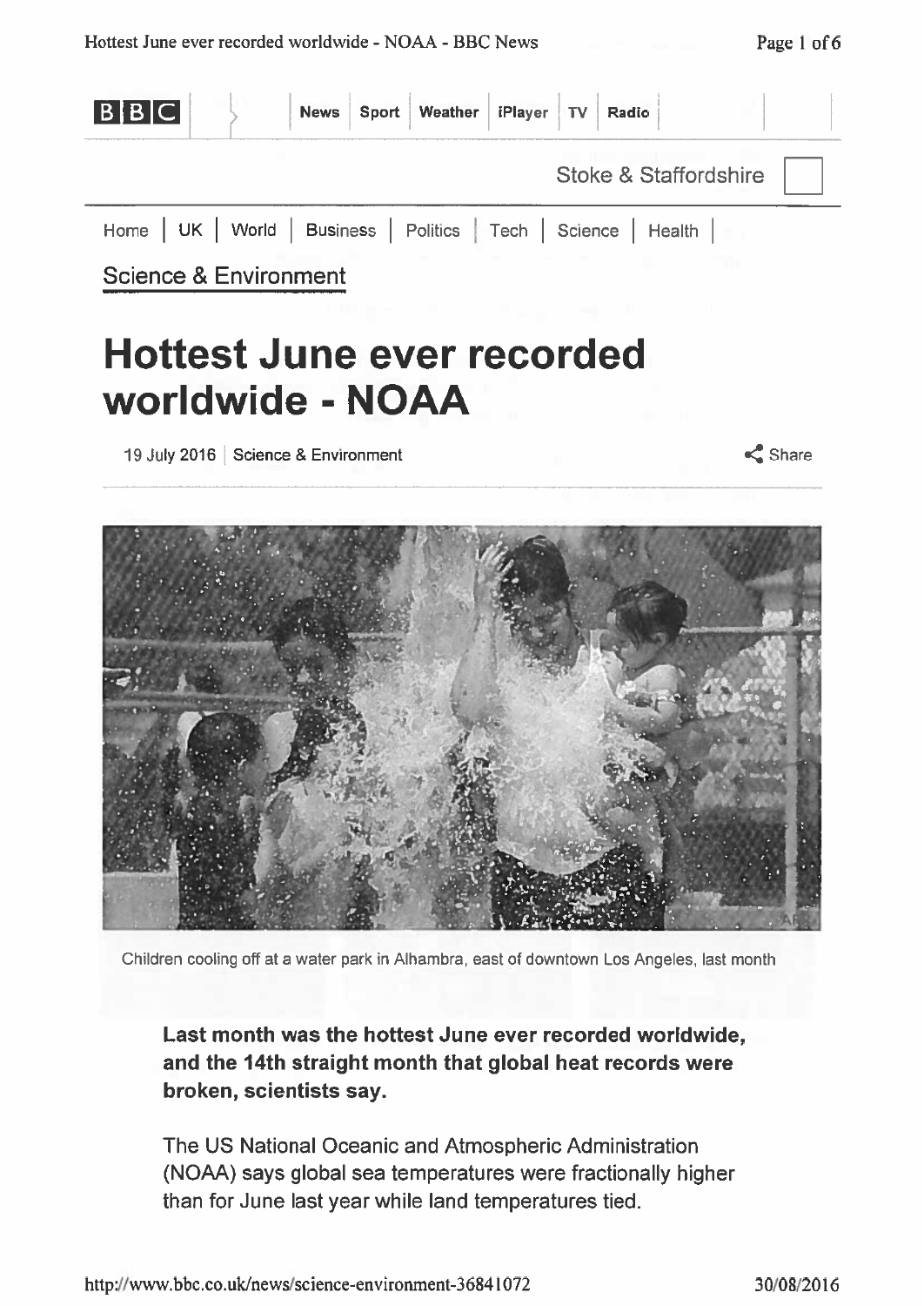Home | UK | World | Business | Politics | Tech | Science | Health |

Science & Environment

# Hottest June ever recorded worldwide - NOAA

19 July 2016 | Science & Environment

Children cooling off at a water park in Alhambra, east of downtown Los Angeles, last month

**Last month was the hottest June ever recorded worldwide, and the 14th straight month that global heat records were broken, scientists say.**

The US National Oceanic and Atmospheric Administration (NOAA) says global sea temperatures were fractionally higher than for June last year while land temperatures tied.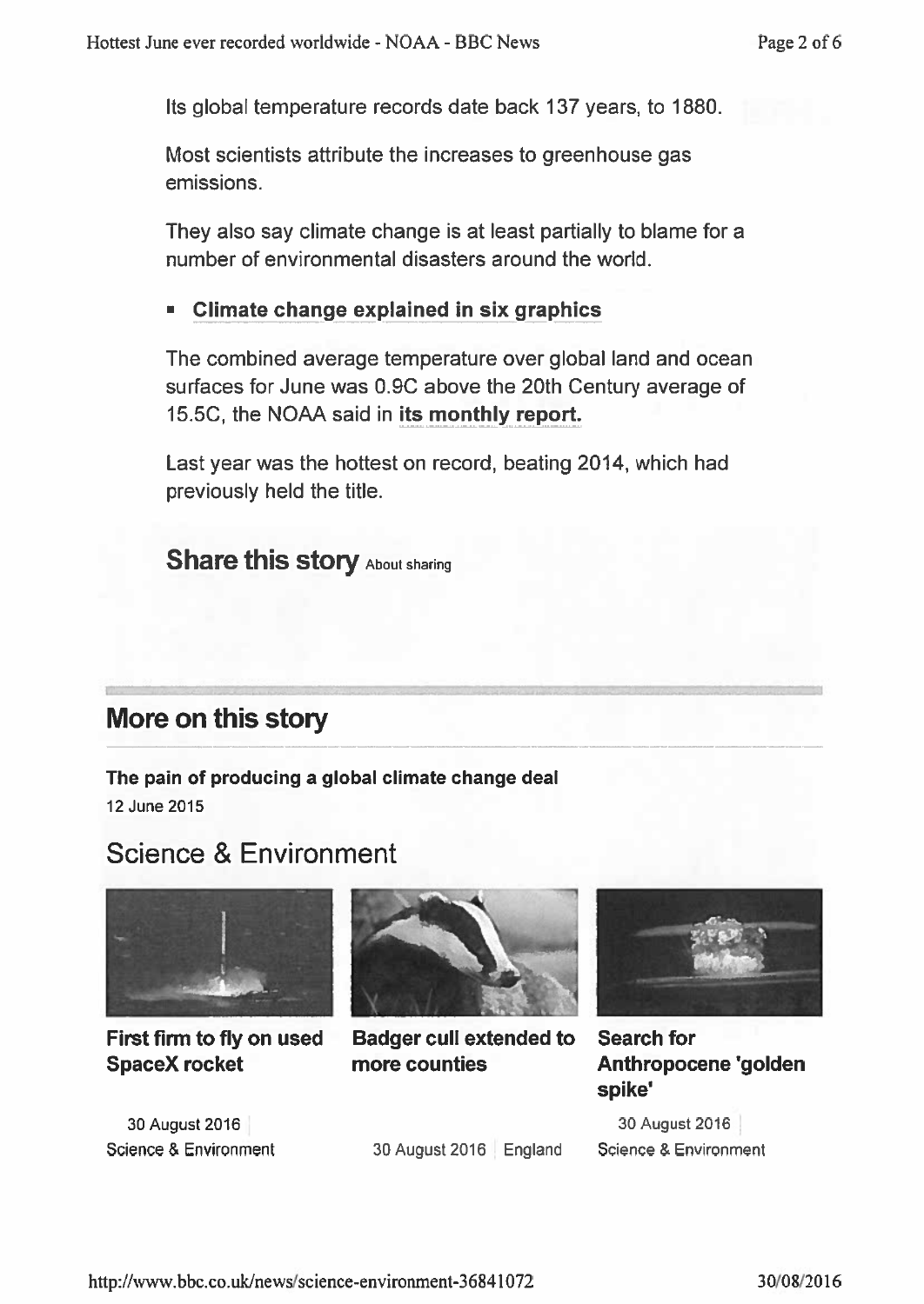Its global temperature records date back 137 years, to 1880.

Most scientists attribute the increases to greenhouse gas emissions.

They also say climate change is at least partially to blame for a number of environmental disasters around the world.

- **Climate change explained in six graphics**

The combined average temperature over global land and ocean surfaces for June was 0.9C above the 20th Century average of 15.5C, the NOAA said in **its monthly report.**

Last year was the hottest on record, beating 2014, which had previously held the title.

## Share this story About sharing

## More on this story

**The pain of producing a global climate change deal**
12 June 2015

## Science & Environment

**First firm to fly on used SpaceX rocket**

30 August 2016
Science & Environment

**Badger cull extended to more counties**

30 August 2016 | England

**Search for Anthropocene 'golden spike'**

30 August 2016
Science & Environment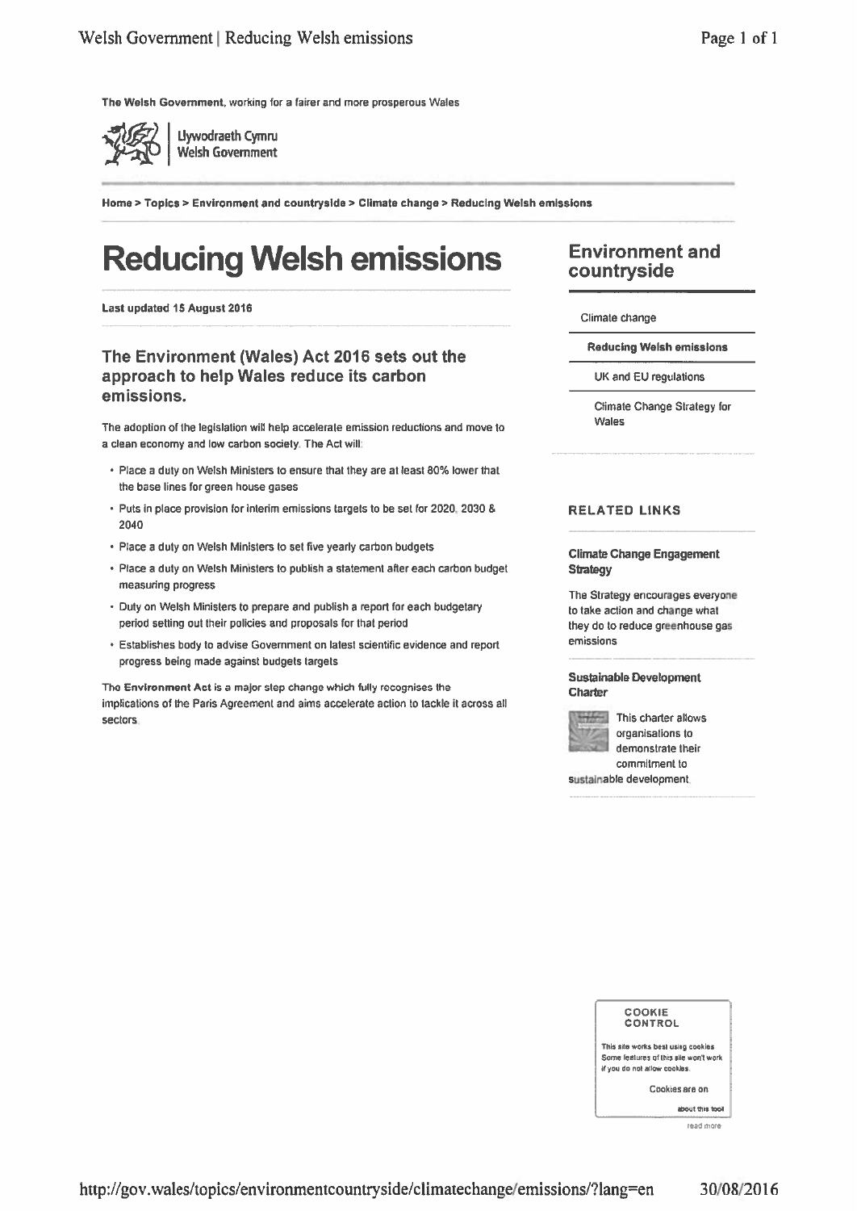The Welsh Government, working for a fairer and more prosperous Wales

Llywodraeth Cymru
Welsh Government

Home > Topics > Environment and countryside > Climate change > Reducing Welsh emissions

# Reducing Welsh emissions

**Last updated 15 August 2016**

## The Environment (Wales) Act 2016 sets out the approach to help Wales reduce its carbon emissions.

The adoption of the legislation will help accelerate emission reductions and move to a clean economy and low carbon society. The Act will:

- Place a duty on Welsh Ministers to ensure that they are at least 80% lower that the base lines for green house gases
- Puts in place provision for interim emissions targets to be set for 2020, 2030 & 2040
- Place a duty on Welsh Ministers to set five yearly carbon budgets
- Place a duty on Welsh Ministers to publish a statement after each carbon budget measuring progress
- Duty on Welsh Ministers to prepare and publish a report for each budgetary period setting out their policies and proposals for that period
- Establishes body to advise Government on latest scientific evidence and report progress being made against budgets targets

The **Environment Act** is a major step change which fully recognises the implications of the Paris Agreement and aims accelerate action to tackle it across all sectors.

## Environment and countryside

- Climate change
- **Reducing Welsh emissions**
- UK and EU regulations
- Climate Change Strategy for Wales

### RELATED LINKS

**Climate Change Engagement Strategy**

The Strategy encourages everyone to take action and change what they do to reduce greenhouse gas emissions

**Sustainable Development Charter**

This charter allows organisations to demonstrate their commitment to sustainable development.

COOKIE CONTROL

This site works best using cookies. Some features of this site won't work if you do not allow cookies.

Cookies are on

about this tool

read more

http://gov.wales/topics/environmentcountryside/climatechange/emissions/?lang=en 30/08/2016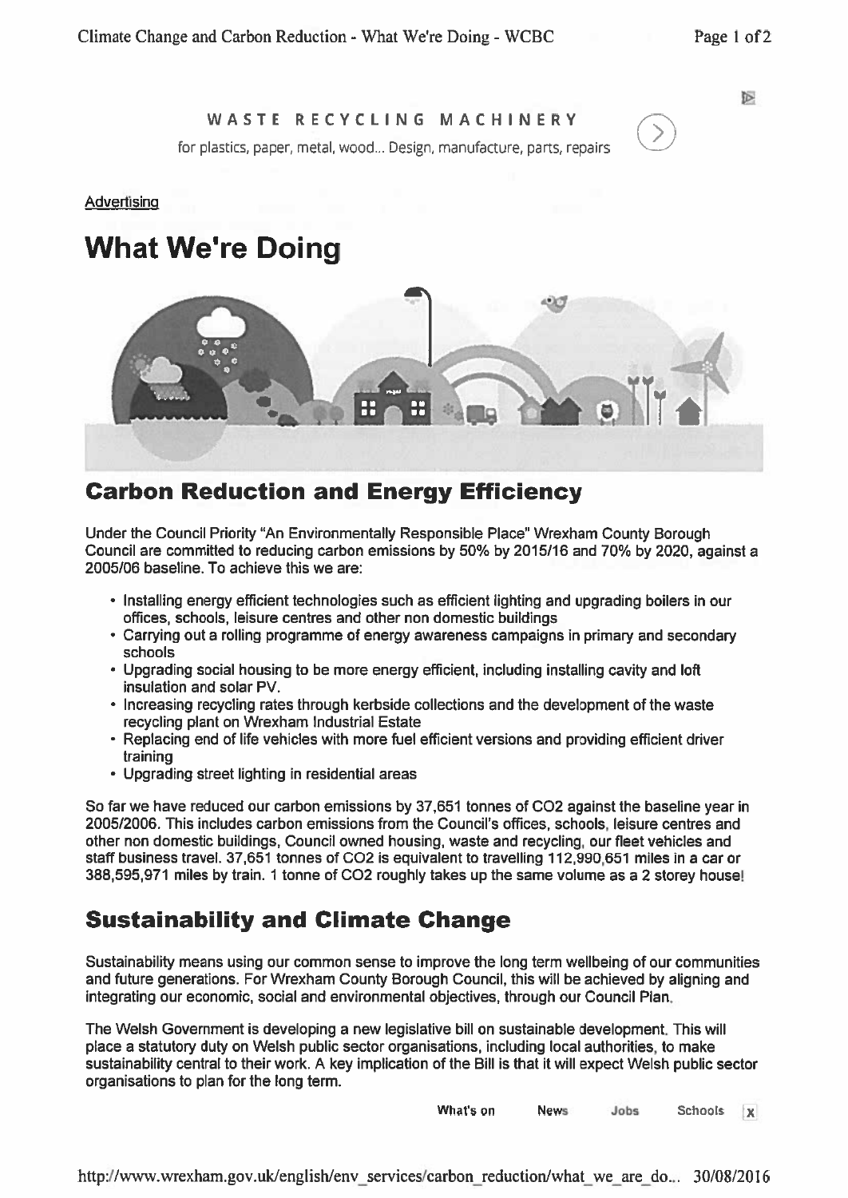WASTE RECYCLING MACHINERY

for plastics, paper, metal, wood... Design, manufacture, parts, repairs

Advertising

# What We're Doing

## Carbon Reduction and Energy Efficiency

Under the Council Priority "An Environmentally Responsible Place" Wrexham County Borough Council are committed to reducing carbon emissions by 50% by 2015/16 and 70% by 2020, against a 2005/06 baseline. To achieve this we are:

- Installing energy efficient technologies such as efficient lighting and upgrading boilers in our offices, schools, leisure centres and other non domestic buildings
- Carrying out a rolling programme of energy awareness campaigns in primary and secondary schools
- Upgrading social housing to be more energy efficient, including installing cavity and loft insulation and solar PV.
- Increasing recycling rates through kerbside collections and the development of the waste recycling plant on Wrexham Industrial Estate
- Replacing end of life vehicles with more fuel efficient versions and providing efficient driver training
- Upgrading street lighting in residential areas

So far we have reduced our carbon emissions by 37,651 tonnes of $CO_2$ against the baseline year in 2005/2006. This includes carbon emissions from the Council's offices, schools, leisure centres and other non domestic buildings, Council owned housing, waste and recycling, our fleet vehicles and staff business travel. 37,651 tonnes of $CO_2$ is equivalent to travelling 112,990,651 miles in a car or 388,595,971 miles by train. 1 tonne of $CO_2$ roughly takes up the same volume as a 2 storey house!

## Sustainability and Climate Change

Sustainability means using our common sense to improve the long term wellbeing of our communities and future generations. For Wrexham County Borough Council, this will be achieved by aligning and integrating our economic, social and environmental objectives, through our Council Plan.

The Welsh Government is developing a new legislative bill on sustainable development. This will place a statutory duty on Welsh public sector organisations, including local authorities, to make sustainability central to their work. A key implication of the Bill is that it will expect Welsh public sector organisations to plan for the long term.

What's on News Jobs Schools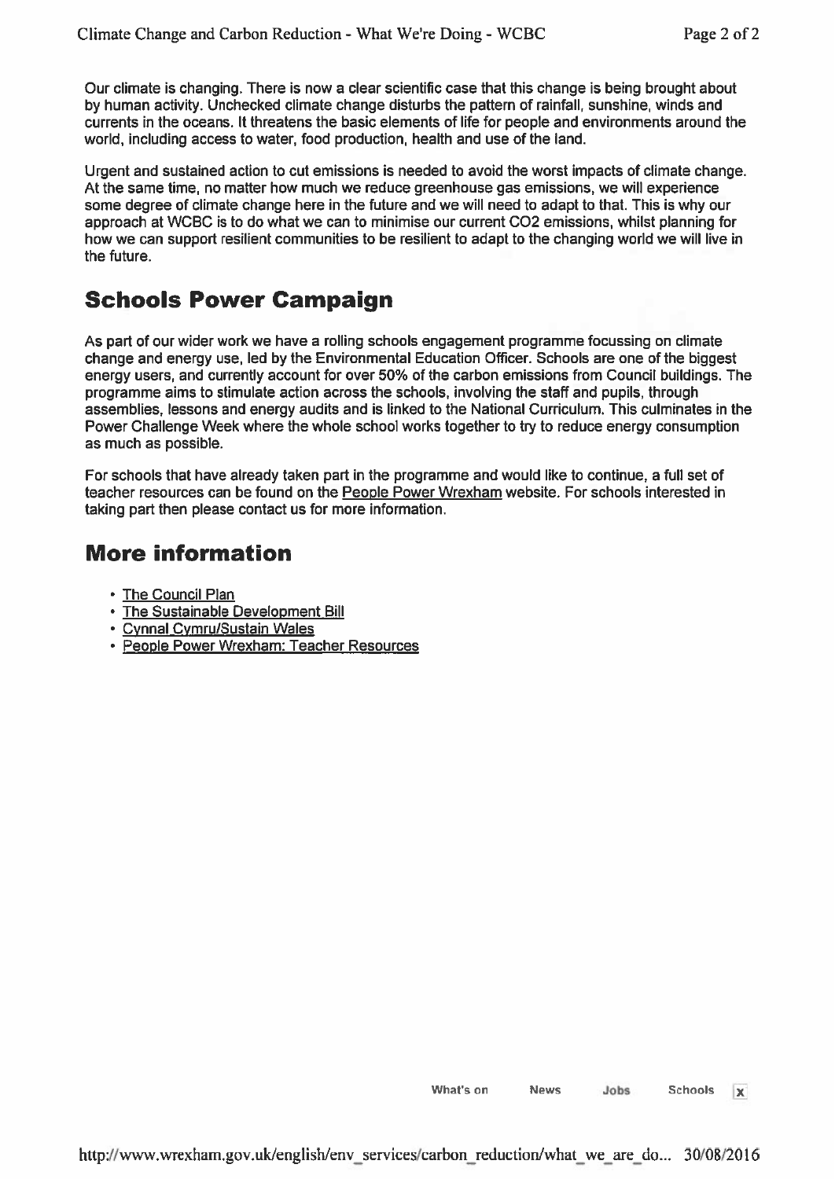Our climate is changing. There is now a clear scientific case that this change is being brought about by human activity. Unchecked climate change disturbs the pattern of rainfall, sunshine, winds and currents in the oceans. It threatens the basic elements of life for people and environments around the world, including access to water, food production, health and use of the land.

Urgent and sustained action to cut emissions is needed to avoid the worst impacts of climate change. At the same time, no matter how much we reduce greenhouse gas emissions, we will experience some degree of climate change here in the future and we will need to adapt to that. This is why our approach at WCBC is to do what we can to minimise our current $CO_2$ emissions, whilst planning for how we can support resilient communities to be resilient to adapt to the changing world we will live in the future.

## Schools Power Campaign

As part of our wider work we have a rolling schools engagement programme focussing on climate change and energy use, led by the Environmental Education Officer. Schools are one of the biggest energy users, and currently account for over 50% of the carbon emissions from Council buildings. The programme aims to stimulate action across the schools, involving the staff and pupils, through assemblies, lessons and energy audits and is linked to the National Curriculum. This culminates in the Power Challenge Week where the whole school works together to try to reduce energy consumption as much as possible.

For schools that have already taken part in the programme and would like to continue, a full set of teacher resources can be found on the People Power Wrexham website. For schools interested in taking part then please contact us for more information.

## More information

- The Council Plan
- The Sustainable Development Bill
- Cynnal Cymru/Sustain Wales
- People Power Wrexham: Teacher Resources